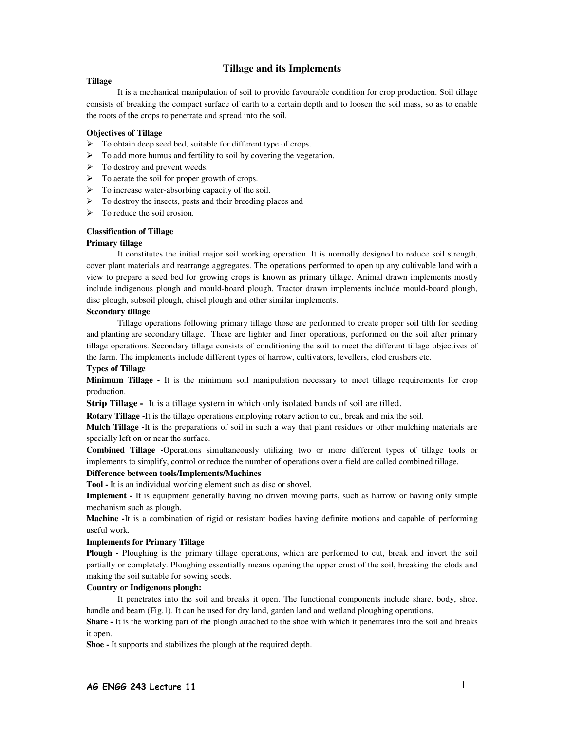# Tillage and its Implements

**Tillage**

It is a mechanical manipulation of soil to provide favourable condition for crop production. Soil tillage consists of breaking the compact surface of earth to a certain depth and to loosen the soil mass, so as to enable the roots of the crops to penetrate and spread into the soil.

**Objectives of Tillage**

- To obtain deep seed bed, suitable for different type of crops.
- To add more humus and fertility to soil by covering the vegetation.
- To destroy and prevent weeds.
- To aerate the soil for proper growth of crops.
- To increase water-absorbing capacity of the soil.
- To destroy the insects, pests and their breeding places and
- To reduce the soil erosion.

**Classification of Tillage**

**Primary tillage**

It constitutes the initial major soil working operation. It is normally designed to reduce soil strength, cover plant materials and rearrange aggregates. The operations performed to open up any cultivable land with a view to prepare a seed bed for growing crops is known as primary tillage. Animal drawn implements mostly include indigenous plough and mould-board plough. Tractor drawn implements include mould-board plough, disc plough, subsoil plough, chisel plough and other similar implements.

**Secondary tillage**

Tillage operations following primary tillage those are performed to create proper soil tilth for seeding and planting are secondary tillage. These are lighter and finer operations, performed on the soil after primary tillage operations. Secondary tillage consists of conditioning the soil to meet the different tillage objectives of the farm. The implements include different types of harrow, cultivators, levellers, clod crushers etc.

**Types of Tillage**

**Minimum Tillage -** It is the minimum soil manipulation necessary to meet tillage requirements for crop production.

**Strip Tillage -** It is a tillage system in which only isolated bands of soil are tilled.

**Rotary Tillage -**It is the tillage operations employing rotary action to cut, break and mix the soil.

**Mulch Tillage -**It is the preparations of soil in such a way that plant residues or other mulching materials are specially left on or near the surface.

**Combined Tillage -**Operations simultaneously utilizing two or more different types of tillage tools or implements to simplify, control or reduce the number of operations over a field are called combined tillage.

**Difference between tools/Implements/Machines**

**Tool -** It is an individual working element such as disc or shovel.

**Implement -** It is equipment generally having no driven moving parts, such as harrow or having only simple mechanism such as plough.

**Machine -**It is a combination of rigid or resistant bodies having definite motions and capable of performing useful work.

**Implements for Primary Tillage**

**Plough -** Ploughing is the primary tillage operations, which are performed to cut, break and invert the soil partially or completely. Ploughing essentially means opening the upper crust of the soil, breaking the clods and making the soil suitable for sowing seeds.

**Country or Indigenous plough:**

It penetrates into the soil and breaks it open. The functional components include share, body, shoe, handle and beam (Fig.1). It can be used for dry land, garden land and wetland ploughing operations.

**Share -** It is the working part of the plough attached to the shoe with which it penetrates into the soil and breaks it open.

**Shoe -** It supports and stabilizes the plough at the required depth.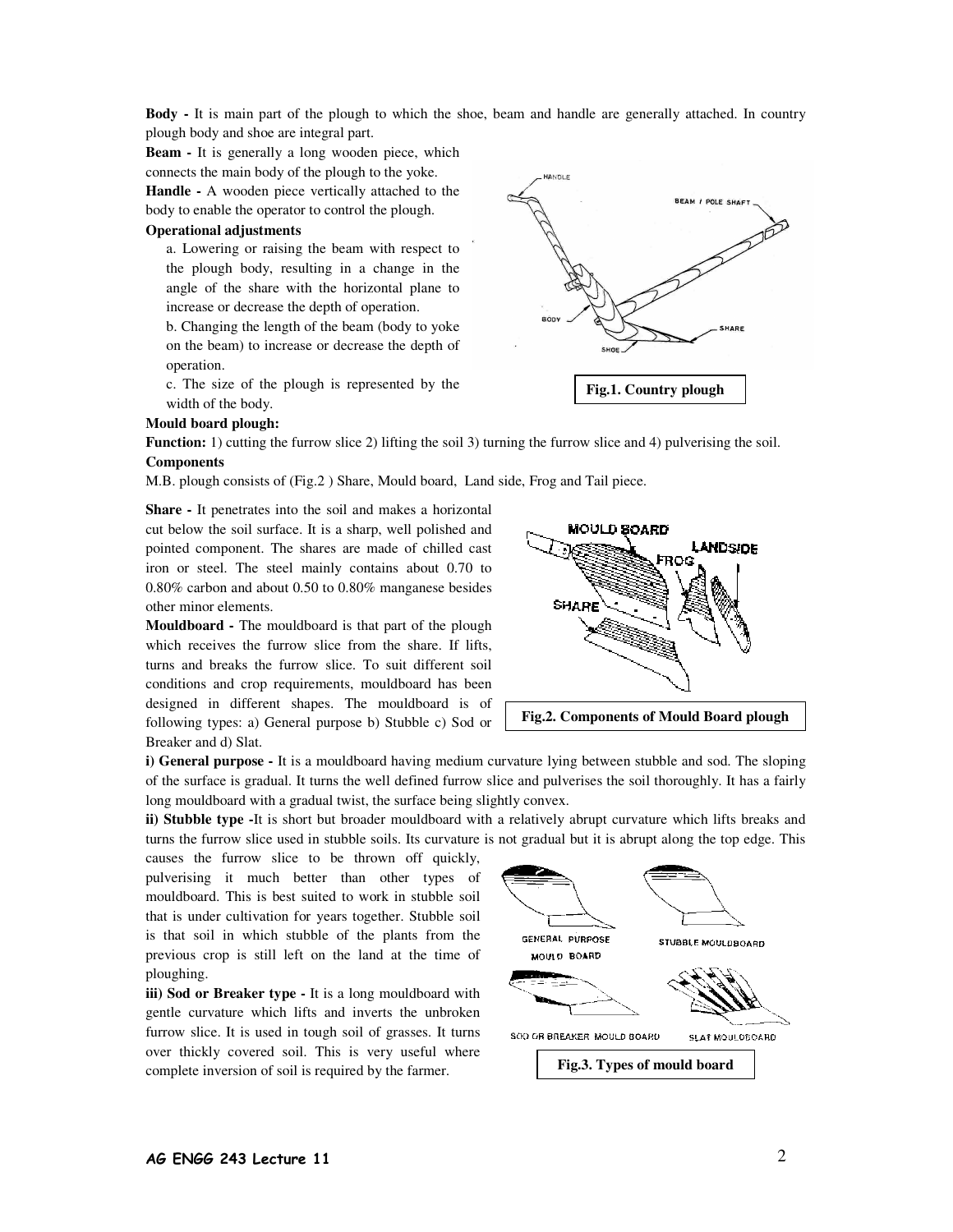**Body -** It is main part of the plough to which the shoe, beam and handle are generally attached. In country plough body and shoe are integral part.

**Beam -** It is generally a long wooden piece, which connects the main body of the plough to the yoke.

**Handle -** A wooden piece vertically attached to the body to enable the operator to control the plough.

**Operational adjustments**

a. Lowering or raising the beam with respect to the plough body, resulting in a change in the angle of the share with the horizontal plane to increase or decrease the depth of operation.

b. Changing the length of the beam (body to yoke on the beam) to increase or decrease the depth of operation.

c. The size of the plough is represented by the width of the body.

**Fig.1. Country plough**

**Mould board plough:**

**Function:** 1) cutting the furrow slice 2) lifting the soil 3) turning the furrow slice and 4) pulverising the soil.

**Components**

M.B. plough consists of (Fig.2 ) Share, Mould board, Land side, Frog and Tail piece.

**Share -** It penetrates into the soil and makes a horizontal cut below the soil surface. It is a sharp, well polished and pointed component. The shares are made of chilled cast iron or steel. The steel mainly contains about 0.70 to 0.80% carbon and about 0.50 to 0.80% manganese besides other minor elements.

**Mouldboard -** The mouldboard is that part of the plough which receives the furrow slice from the share. If lifts, turns and breaks the furrow slice. To suit different soil conditions and crop requirements, mouldboard has been designed in different shapes. The mouldboard is of following types: a) General purpose b) Stubble c) Sod or Breaker and d) Slat.

**Fig.2. Components of Mould Board plough**

**i) General purpose -** It is a mouldboard having medium curvature lying between stubble and sod. The sloping of the surface is gradual. It turns the well defined furrow slice and pulverises the soil thoroughly. It has a fairly long mouldboard with a gradual twist, the surface being slightly convex.

**ii) Stubble type -**It is short but broader mouldboard with a relatively abrupt curvature which lifts breaks and turns the furrow slice used in stubble soils. Its curvature is not gradual but it is abrupt along the top edge. This causes the furrow slice to be thrown off quickly, pulverising it much better than other types of mouldboard. This is best suited to work in stubble soil that is under cultivation for years together. Stubble soil is that soil in which stubble of the plants from the previous crop is still left on the land at the time of ploughing.

**iii) Sod or Breaker type -** It is a long mouldboard with gentle curvature which lifts and inverts the unbroken furrow slice. It is used in tough soil of grasses. It turns over thickly covered soil. This is very useful where complete inversion of soil is required by the farmer.

**Fig.3. Types of mould board**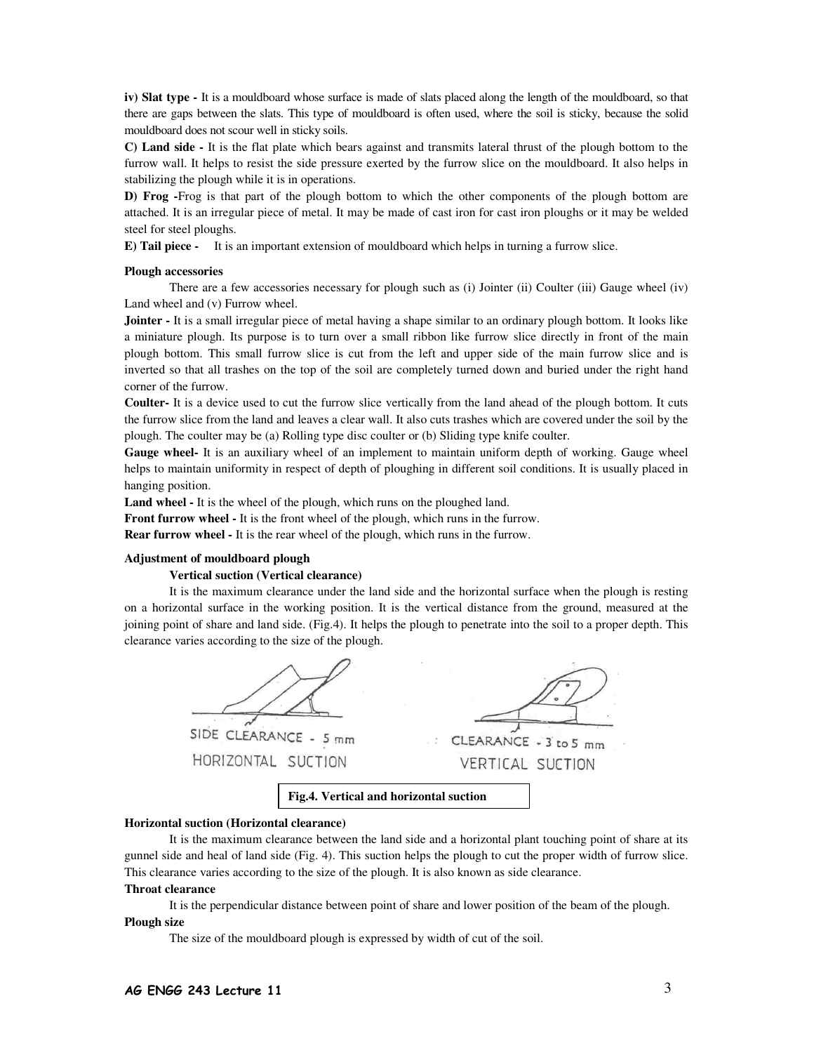**iv) Slat type -** It is a mouldboard whose surface is made of slats placed along the length of the mouldboard, so that there are gaps between the slats. This type of mouldboard is often used, where the soil is sticky, because the solid mouldboard does not scour well in sticky soils.

**C) Land side -** It is the flat plate which bears against and transmits lateral thrust of the plough bottom to the furrow wall. It helps to resist the side pressure exerted by the furrow slice on the mouldboard. It also helps in stabilizing the plough while it is in operations.

**D) Frog -**Frog is that part of the plough bottom to which the other components of the plough bottom are attached. It is an irregular piece of metal. It may be made of cast iron for cast iron ploughs or it may be welded steel for steel ploughs.

**E) Tail piece -** It is an important extension of mouldboard which helps in turning a furrow slice.

**Plough accessories**

There are a few accessories necessary for plough such as (i) Jointer (ii) Coulter (iii) Gauge wheel (iv) Land wheel and (v) Furrow wheel.

**Jointer -** It is a small irregular piece of metal having a shape similar to an ordinary plough bottom. It looks like a miniature plough. Its purpose is to turn over a small ribbon like furrow slice directly in front of the main plough bottom. This small furrow slice is cut from the left and upper side of the main furrow slice and is inverted so that all trashes on the top of the soil are completely turned down and buried under the right hand corner of the furrow.

**Coulter-** It is a device used to cut the furrow slice vertically from the land ahead of the plough bottom. It cuts the furrow slice from the land and leaves a clear wall. It also cuts trashes which are covered under the soil by the plough. The coulter may be (a) Rolling type disc coulter or (b) Sliding type knife coulter.

**Gauge wheel-** It is an auxiliary wheel of an implement to maintain uniform depth of working. Gauge wheel helps to maintain uniformity in respect of depth of ploughing in different soil conditions. It is usually placed in hanging position.

**Land wheel -** It is the wheel of the plough, which runs on the ploughed land.

**Front furrow wheel -** It is the front wheel of the plough, which runs in the furrow.

**Rear furrow wheel -** It is the rear wheel of the plough, which runs in the furrow.

**Adjustment of mouldboard plough**

**Vertical suction (Vertical clearance)**

It is the maximum clearance under the land side and the horizontal surface when the plough is resting on a horizontal surface in the working position. It is the vertical distance from the ground, measured at the joining point of share and land side. (Fig.4). It helps the plough to penetrate into the soil to a proper depth. This clearance varies according to the size of the plough.

SIDE CLEARANCE - 5 mm
HORIZONTAL SUCTION

CLEARANCE - 3 to 5 mm
VERTICAL SUCTION

**Fig.4. Vertical and horizontal suction**

**Horizontal suction (Horizontal clearance)**

It is the maximum clearance between the land side and a horizontal plant touching point of share at its gunnel side and heal of land side (Fig. 4). This suction helps the plough to cut the proper width of furrow slice. This clearance varies according to the size of the plough. It is also known as side clearance.

**Throat clearance**

It is the perpendicular distance between point of share and lower position of the beam of the plough.

**Plough size**

The size of the mouldboard plough is expressed by width of cut of the soil.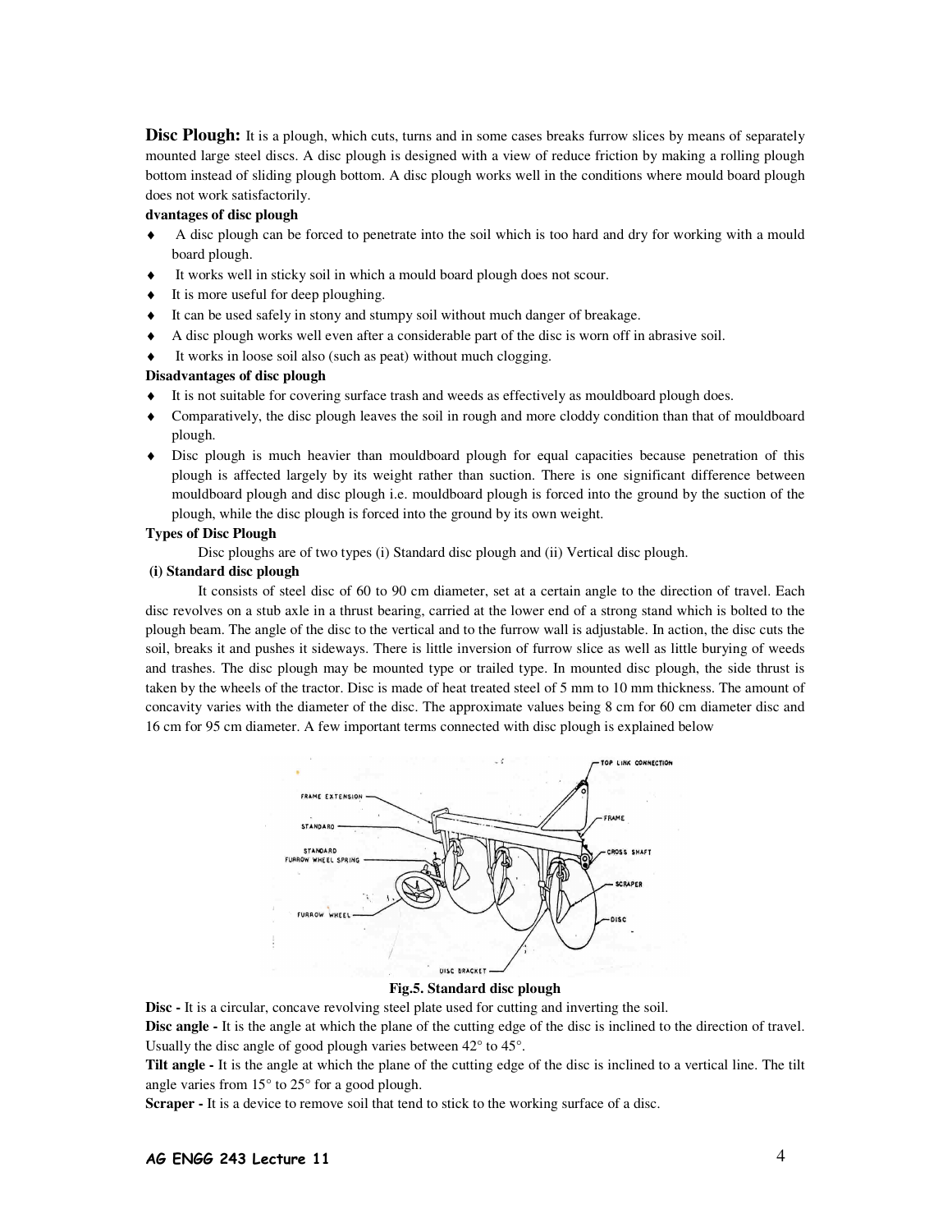**Disc Plough:** It is a plough, which cuts, turns and in some cases breaks furrow slices by means of separately mounted large steel discs. A disc plough is designed with a view of reduce friction by making a rolling plough bottom instead of sliding plough bottom. A disc plough works well in the conditions where mould board plough does not work satisfactorily.

**dvantages of disc plough**

- A disc plough can be forced to penetrate into the soil which is too hard and dry for working with a mould board plough.
- It works well in sticky soil in which a mould board plough does not scour.
- It is more useful for deep ploughing.
- It can be used safely in stony and stumpy soil without much danger of breakage.
- A disc plough works well even after a considerable part of the disc is worn off in abrasive soil.
- It works in loose soil also (such as peat) without much clogging.

**Disadvantages of disc plough**

- It is not suitable for covering surface trash and weeds as effectively as mouldboard plough does.
- Comparatively, the disc plough leaves the soil in rough and more cloddy condition than that of mouldboard plough.
- Disc plough is much heavier than mouldboard plough for equal capacities because penetration of this plough is affected largely by its weight rather than suction. There is one significant difference between mouldboard plough and disc plough i.e. mouldboard plough is forced into the ground by the suction of the plough, while the disc plough is forced into the ground by its own weight.

**Types of Disc Plough**

Disc ploughs are of two types (i) Standard disc plough and (ii) Vertical disc plough.

**(i) Standard disc plough**

It consists of steel disc of 60 to 90 cm diameter, set at a certain angle to the direction of travel. Each disc revolves on a stub axle in a thrust bearing, carried at the lower end of a strong stand which is bolted to the plough beam. The angle of the disc to the vertical and to the furrow wall is adjustable. In action, the disc cuts the soil, breaks it and pushes it sideways. There is little inversion of furrow slice as well as little burying of weeds and trashes. The disc plough may be mounted type or trailed type. In mounted disc plough, the side thrust is taken by the wheels of the tractor. Disc is made of heat treated steel of 5 mm to 10 mm thickness. The amount of concavity varies with the diameter of the disc. The approximate values being 8 cm for 60 cm diameter disc and 16 cm for 95 cm diameter. A few important terms connected with disc plough is explained below

**Fig.5. Standard disc plough**

**Disc -** It is a circular, concave revolving steel plate used for cutting and inverting the soil.

**Disc angle -** It is the angle at which the plane of the cutting edge of the disc is inclined to the direction of travel. Usually the disc angle of good plough varies between 42° to 45°.

**Tilt angle -** It is the angle at which the plane of the cutting edge of the disc is inclined to a vertical line. The tilt angle varies from 15° to 25° for a good plough.

**Scraper -** It is a device to remove soil that tend to stick to the working surface of a disc.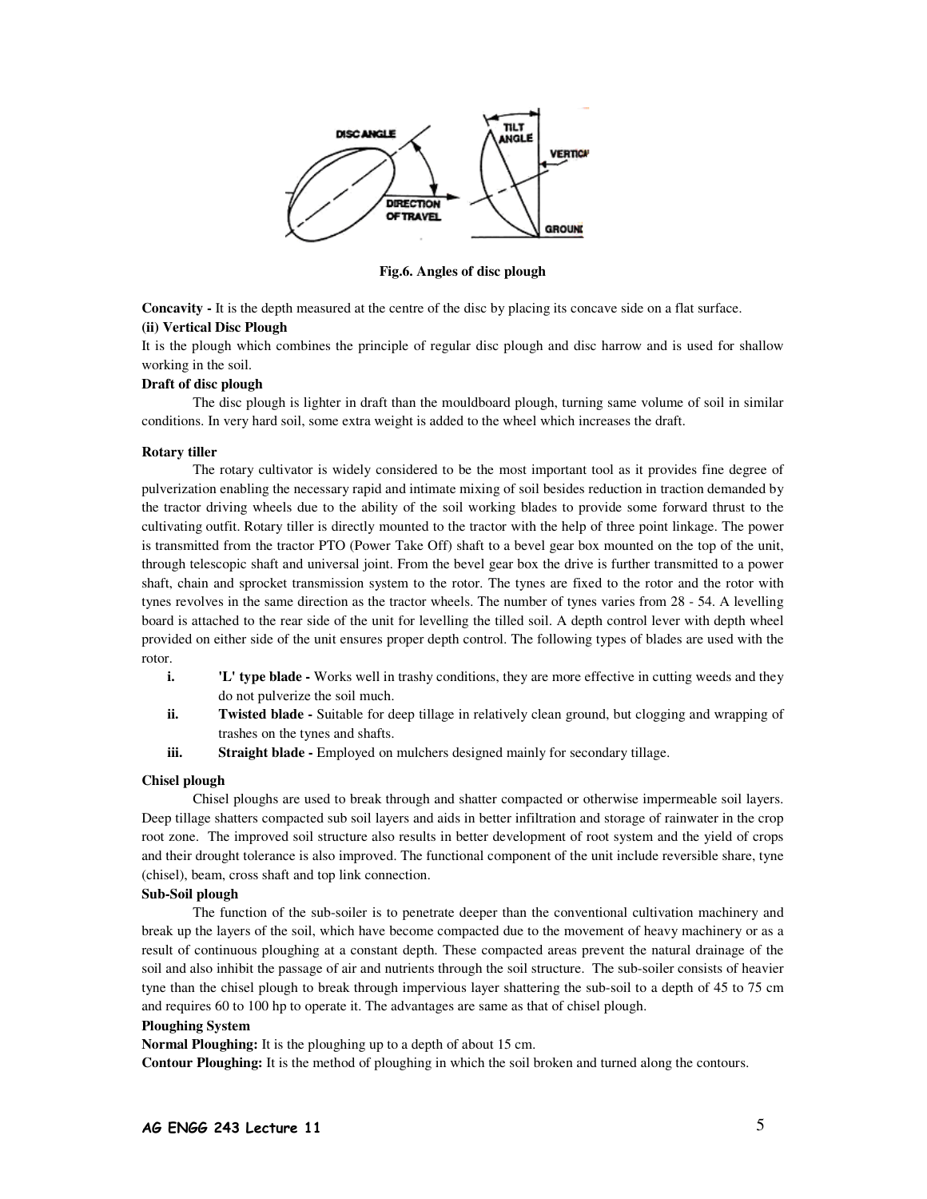Fig.6. Angles of disc plough

**Concavity -** It is the depth measured at the centre of the disc by placing its concave side on a flat surface.

**(ii) Vertical Disc Plough**

It is the plough which combines the principle of regular disc plough and disc harrow and is used for shallow working in the soil.

**Draft of disc plough**

The disc plough is lighter in draft than the mouldboard plough, turning same volume of soil in similar conditions. In very hard soil, some extra weight is added to the wheel which increases the draft.

**Rotary tiller**

The rotary cultivator is widely considered to be the most important tool as it provides fine degree of pulverization enabling the necessary rapid and intimate mixing of soil besides reduction in traction demanded by the tractor driving wheels due to the ability of the soil working blades to provide some forward thrust to the cultivating outfit. Rotary tiller is directly mounted to the tractor with the help of three point linkage. The power is transmitted from the tractor PTO (Power Take Off) shaft to a bevel gear box mounted on the top of the unit, through telescopic shaft and universal joint. From the bevel gear box the drive is further transmitted to a power shaft, chain and sprocket transmission system to the rotor. The tynes are fixed to the rotor and the rotor with tynes revolves in the same direction as the tractor wheels. The number of tynes varies from 28 - 54. A levelling board is attached to the rear side of the unit for levelling the tilled soil. A depth control lever with depth wheel provided on either side of the unit ensures proper depth control. The following types of blades are used with the rotor.

i. **'L' type blade -** Works well in trashy conditions, they are more effective in cutting weeds and they do not pulverize the soil much.

ii. **Twisted blade -** Suitable for deep tillage in relatively clean ground, but clogging and wrapping of trashes on the tynes and shafts.

iii. **Straight blade -** Employed on mulchers designed mainly for secondary tillage.

**Chisel plough**

Chisel ploughs are used to break through and shatter compacted or otherwise impermeable soil layers. Deep tillage shatters compacted sub soil layers and aids in better infiltration and storage of rainwater in the crop root zone. The improved soil structure also results in better development of root system and the yield of crops and their drought tolerance is also improved. The functional component of the unit include reversible share, tyne (chisel), beam, cross shaft and top link connection.

**Sub-Soil plough**

The function of the sub-soiler is to penetrate deeper than the conventional cultivation machinery and break up the layers of the soil, which have become compacted due to the movement of heavy machinery or as a result of continuous ploughing at a constant depth. These compacted areas prevent the natural drainage of the soil and also inhibit the passage of air and nutrients through the soil structure. The sub-soiler consists of heavier tyne than the chisel plough to break through impervious layer shattering the sub-soil to a depth of 45 to 75 cm and requires 60 to 100 hp to operate it. The advantages are same as that of chisel plough.

**Ploughing System**

**Normal Ploughing:** It is the ploughing up to a depth of about 15 cm.

**Contour Ploughing:** It is the method of ploughing in which the soil broken and turned along the contours.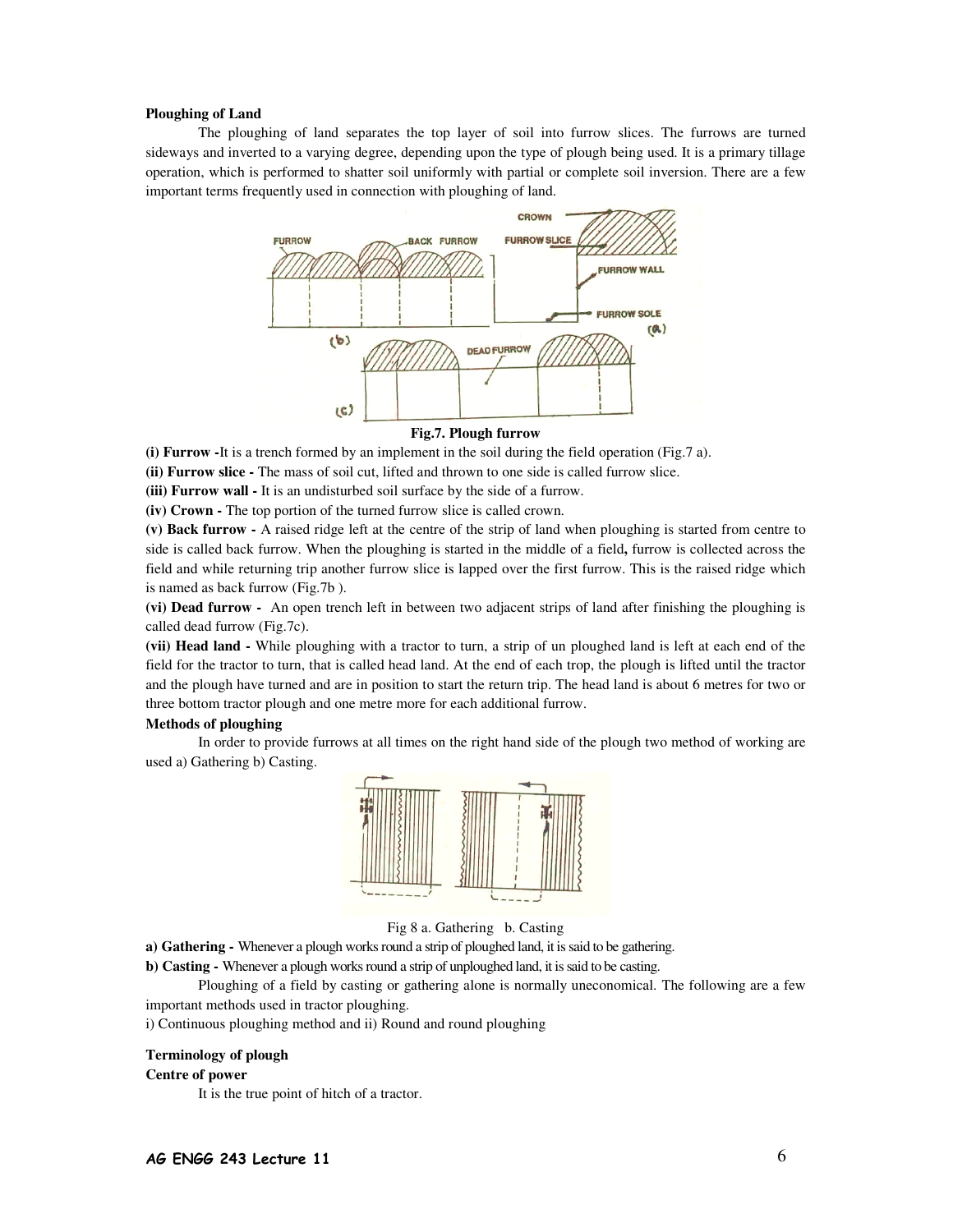**Ploughing of Land**

The ploughing of land separates the top layer of soil into furrow slices. The furrows are turned sideways and inverted to a varying degree, depending upon the type of plough being used. It is a primary tillage operation, which is performed to shatter soil uniformly with partial or complete soil inversion. There are a few important terms frequently used in connection with ploughing of land.

**Fig.7. Plough furrow**

**(i) Furrow -**It is a trench formed by an implement in the soil during the field operation (Fig.7 a).

**(ii) Furrow slice -** The mass of soil cut, lifted and thrown to one side is called furrow slice.

**(iii) Furrow wall -** It is an undisturbed soil surface by the side of a furrow.

**(iv) Crown -** The top portion of the turned furrow slice is called crown.

**(v) Back furrow -** A raised ridge left at the centre of the strip of land when ploughing is started from centre to side is called back furrow. When the ploughing is started in the middle of a field**,** furrow is collected across the field and while returning trip another furrow slice is lapped over the first furrow. This is the raised ridge which is named as back furrow (Fig.7b ).

**(vi) Dead furrow -** An open trench left in between two adjacent strips of land after finishing the ploughing is called dead furrow (Fig.7c).

**(vii) Head land -** While ploughing with a tractor to turn, a strip of un ploughed land is left at each end of the field for the tractor to turn, that is called head land. At the end of each trop, the plough is lifted until the tractor and the plough have turned and are in position to start the return trip. The head land is about 6 metres for two or three bottom tractor plough and one metre more for each additional furrow.

**Methods of ploughing**

In order to provide furrows at all times on the right hand side of the plough two method of working are used a) Gathering b) Casting.

Fig 8 a. Gathering b. Casting

**a) Gathering -** Whenever a plough works round a strip of ploughed land, it is said to be gathering.

**b) Casting -** Whenever a plough works round a strip of unploughed land, it is said to be casting.

Ploughing of a field by casting or gathering alone is normally uneconomical. The following are a few important methods used in tractor ploughing.

i) Continuous ploughing method and ii) Round and round ploughing

**Terminology of plough**

**Centre of power**

It is the true point of hitch of a tractor.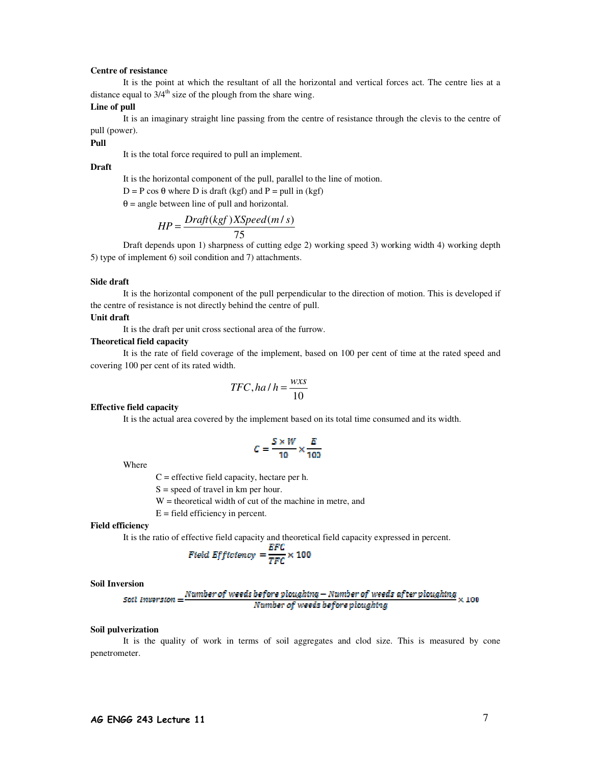**Centre of resistance**

It is the point at which the resultant of all the horizontal and vertical forces act. The centre lies at a distance equal to 3/4th size of the plough from the share wing.

**Line of pull**

It is an imaginary straight line passing from the centre of resistance through the clevis to the centre of pull (power).

**Pull**

It is the total force required to pull an implement.

**Draft**

It is the horizontal component of the pull, parallel to the line of motion.

$D = P \cos \theta$ where D is draft (kgf) and P = pull in (kgf)

$\theta$ = angle between line of pull and horizontal.

$$HP = \frac{Draft(kgf) X Speed(m/s)}{75}$$

Draft depends upon 1) sharpness of cutting edge 2) working speed 3) working width 4) working depth 5) type of implement 6) soil condition and 7) attachments.

**Side draft**

It is the horizontal component of the pull perpendicular to the direction of motion. This is developed if the centre of resistance is not directly behind the centre of pull.

**Unit draft**

It is the draft per unit cross sectional area of the furrow.

**Theoretical field capacity**

It is the rate of field coverage of the implement, based on 100 per cent of time at the rated speed and covering 100 per cent of its rated width.

$$TFC, ha/h = \frac{wxs}{10}$$

**Effective field capacity**

It is the actual area covered by the implement based on its total time consumed and its width.

$$C = \frac{S \times W}{10} \times \frac{E}{100}$$

Where

C = effective field capacity, hectare per h.

S = speed of travel in km per hour.

W = theoretical width of cut of the machine in metre, and

E = field efficiency in percent.

**Field efficiency**

It is the ratio of effective field capacity and theoretical field capacity expressed in percent.

$$Field\ Efficiency = \frac{EFC}{TFC} \times 100$$

**Soil Inversion**

$$Soil\ Inversion = \frac{Number\ of\ weeds\ before\ ploughing - Number\ of\ weeds\ after\ ploughing}{Number\ of\ weeds\ before\ ploughing} \times 100$$

**Soil pulverization**

It is the quality of work in terms of soil aggregates and clod size. This is measured by cone penetrometer.